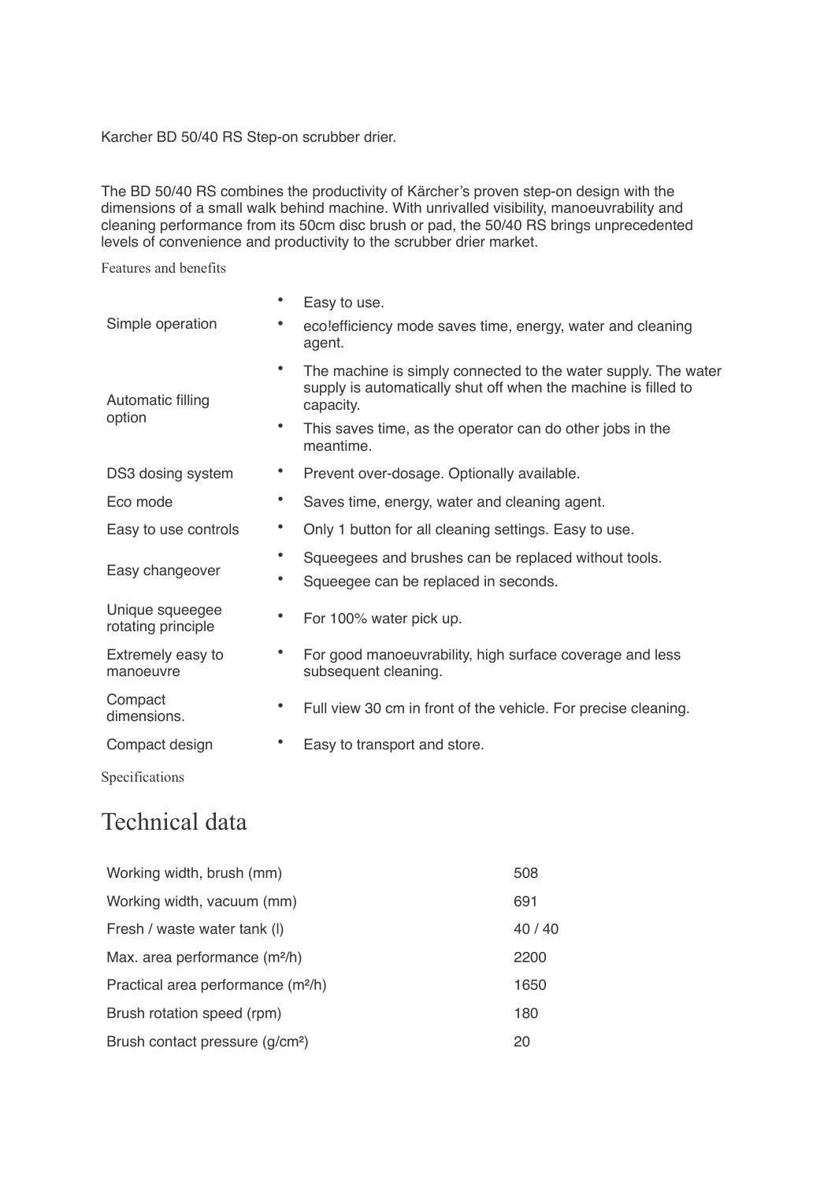Karcher BD 50/40 RS Step-on scrubber drier.

The BD 50/40 RS combines the productivity of Kärcher's proven step-on design with the dimensions of a small walk behind machine. With unrivalled visibility, manoeuvrability and cleaning performance from its 50cm disc brush or pad, the 50/40 RS brings unprecedented levels of convenience and productivity to the scrubber drier market.

Features and benefits

| | |
|---|---|
| Simple operation | • Easy to use.<br>• eco!efficiency mode saves time, energy, water and cleaning agent. |
| Automatic filling option | • The machine is simply connected to the water supply. The water supply is automatically shut off when the machine is filled to capacity.<br>• This saves time, as the operator can do other jobs in the meantime. |
| DS3 dosing system | • Prevent over-dosage. Optionally available. |
| Eco mode | • Saves time, energy, water and cleaning agent. |
| Easy to use controls | • Only 1 button for all cleaning settings. Easy to use. |
| Easy changeover | • Squeegees and brushes can be replaced without tools.<br>• Squeegee can be replaced in seconds. |
| Unique squeegee rotating principle | • For 100% water pick up. |
| Extremely easy to manoeuvre | • For good manoeuvrability, high surface coverage and less subsequent cleaning. |
| Compact dimensions. | • Full view 30 cm in front of the vehicle. For precise cleaning. |
| Compact design | • Easy to transport and store. |

Specifications

# Technical data

| | |
|---|---|
| Working width, brush (mm) | 508 |
| Working width, vacuum (mm) | 691 |
| Fresh / waste water tank (l) | 40 / 40 |
| Max. area performance (m²/h) | 2200 |
| Practical area performance (m²/h) | 1650 |
| Brush rotation speed (rpm) | 180 |
| Brush contact pressure (g/cm²) | 20 |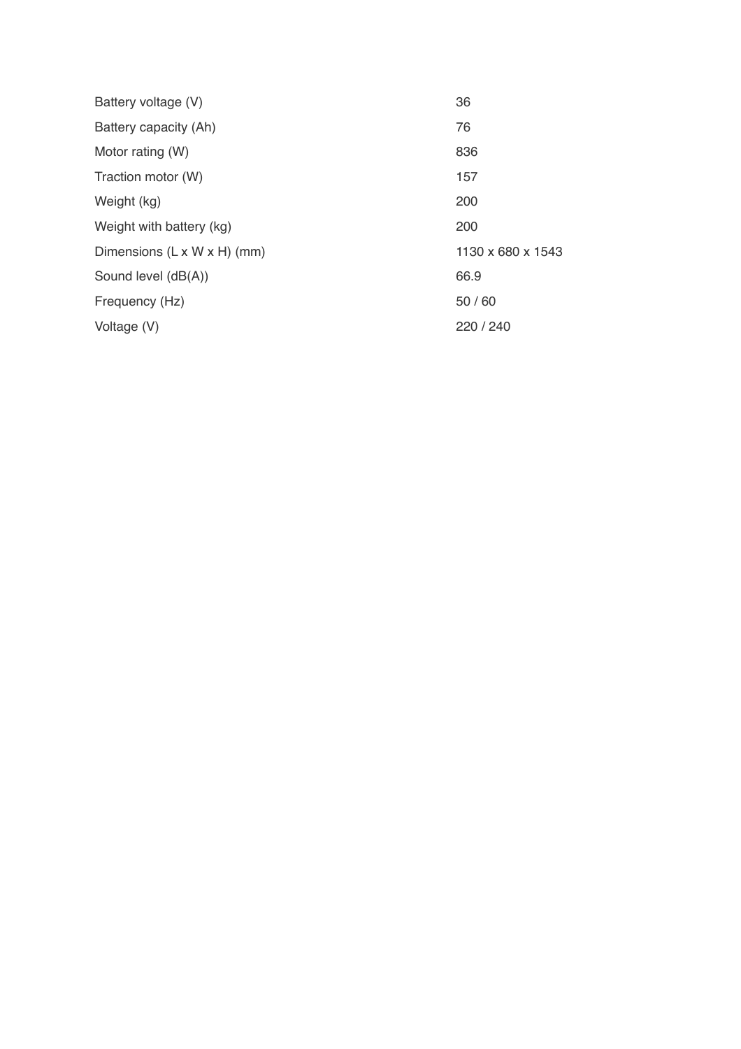| | |
|---|---|
| Battery voltage (V) | 36 |
| Battery capacity (Ah) | 76 |
| Motor rating (W) | 836 |
| Traction motor (W) | 157 |
| Weight (kg) | 200 |
| Weight with battery (kg) | 200 |
| Dimensions (L x W x H) (mm) | 1130 x 680 x 1543 |
| Sound level (dB(A)) | 66.9 |
| Frequency (Hz) | 50 / 60 |
| Voltage (V) | 220 / 240 |